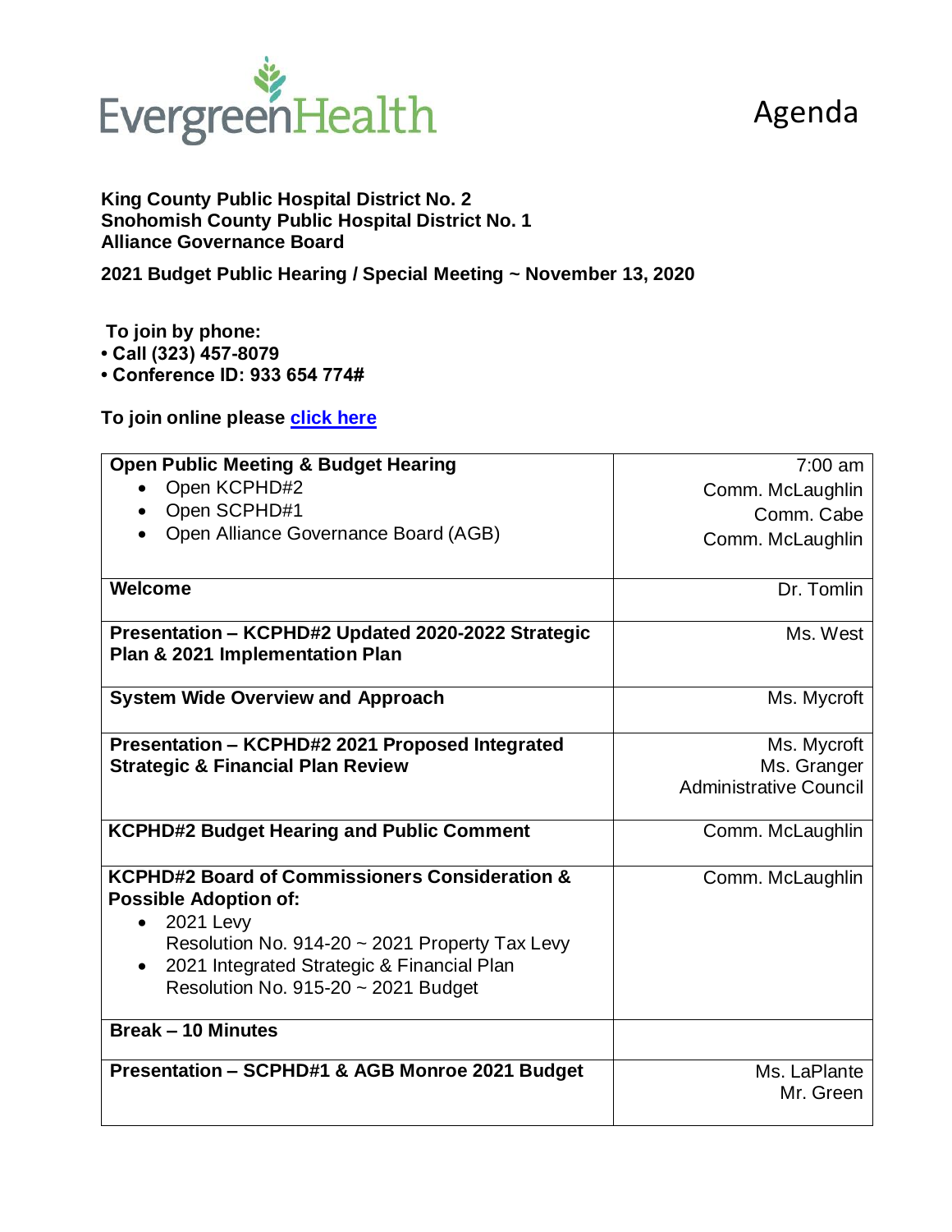EvergreenHealth

# Agenda

**King County Public Hospital District No. 2**
**Snohomish County Public Hospital District No. 1**
**Alliance Governance Board**

**2021 Budget Public Hearing / Special Meeting ~ November 13, 2020**

**To join by phone:**

- **Call (323) 457-8079**
- **Conference ID: 933 654 774#**

**To join online please click here**

| | |
|---|---|
| **Open Public Meeting & Budget Hearing**<br>• Open KCPHD#2<br>• Open SCPHD#1<br>• Open Alliance Governance Board (AGB) | 7:00 am<br>Comm. McLaughlin<br>Comm. Cabe<br>Comm. McLaughlin |
| **Welcome** | Dr. Tomlin |
| **Presentation – KCPHD#2 Updated 2020-2022 Strategic Plan & 2021 Implementation Plan** | Ms. West |
| **System Wide Overview and Approach** | Ms. Mycroft |
| **Presentation – KCPHD#2 2021 Proposed Integrated Strategic & Financial Plan Review** | Ms. Mycroft<br>Ms. Granger<br>Administrative Council |
| **KCPHD#2 Budget Hearing and Public Comment** | Comm. McLaughlin |
| **KCPHD#2 Board of Commissioners Consideration & Possible Adoption of:**<br>• 2021 Levy<br>Resolution No. 914-20 ~ 2021 Property Tax Levy<br>• 2021 Integrated Strategic & Financial Plan<br>Resolution No. 915-20 ~ 2021 Budget | Comm. McLaughlin |
| **Break – 10 Minutes** | |
| **Presentation – SCPHD#1 & AGB Monroe 2021 Budget** | Ms. LaPlante<br>Mr. Green |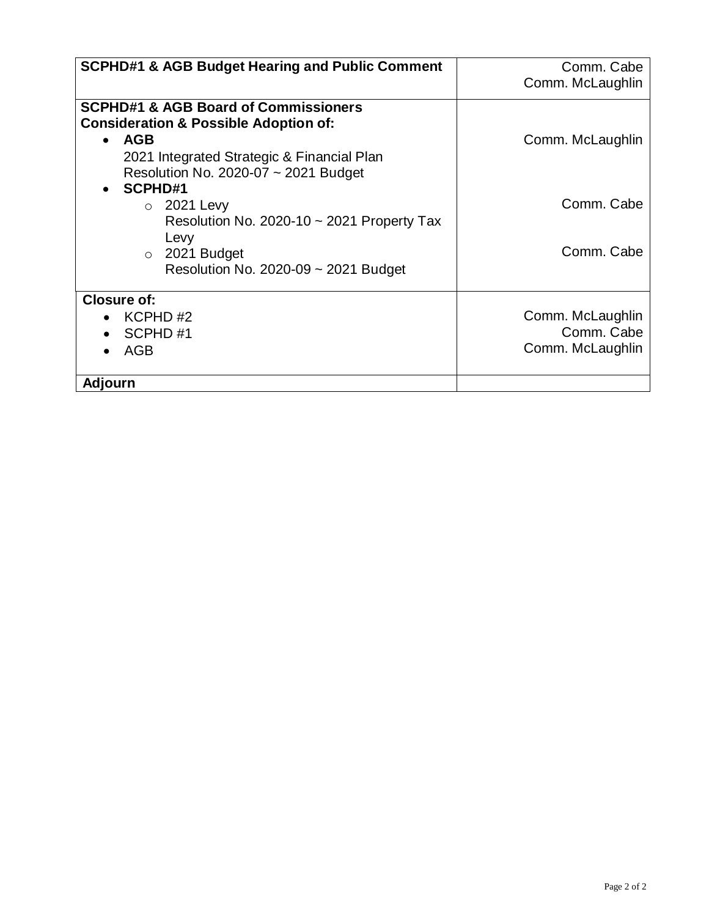| | |
|---|---|
| **SCPHD#1 & AGB Budget Hearing and Public Comment** | Comm. Cabe<br>Comm. McLaughlin |
| **SCPHD#1 & AGB Board of Commissioners Consideration & Possible Adoption of:**<br>• **AGB**<br>2021 Integrated Strategic & Financial Plan<br>Resolution No. 2020-07 ~ 2021 Budget<br>• **SCPHD#1**<br>○ 2021 Levy<br>Resolution No. 2020-10 ~ 2021 Property Tax Levy<br>○ 2021 Budget<br>Resolution No. 2020-09 ~ 2021 Budget | <br><br>Comm. McLaughlin<br><br><br><br>Comm. Cabe<br><br>Comm. Cabe |
| **Closure of:**<br>• KCPHD #2<br>• SCPHD #1<br>• AGB | <br>Comm. McLaughlin<br>Comm. Cabe<br>Comm. McLaughlin |
| **Adjourn** | |